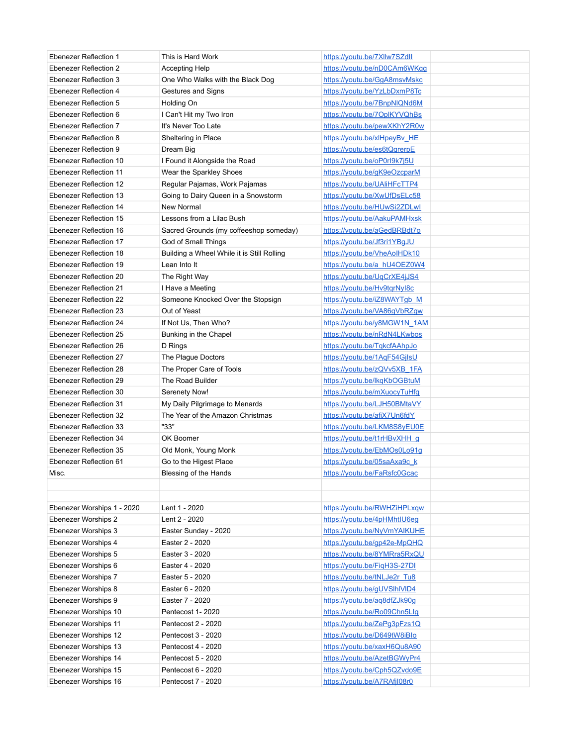| | | | |
|---|---|---|---|
| Ebenezer Reflection 1 | This is Hard Work | https://youtu.be/7Xllw7SZdlI | |
| Ebenezer Reflection 2 | Accepting Help | https://youtu.be/nD0CAm6WKqg | |
| Ebenezer Reflection 3 | One Who Walks with the Black Dog | https://youtu.be/GgA8msvMskc | |
| Ebenezer Reflection 4 | Gestures and Signs | https://youtu.be/YzLbDxmP8Tc | |
| Ebenezer Reflection 5 | Holding On | https://youtu.be/7BnpNlQNd6M | |
| Ebenezer Reflection 6 | I Can't Hit my Two Iron | https://youtu.be/7OplKYVQhBs | |
| Ebenezer Reflection 7 | It's Never Too Late | https://youtu.be/pewXKhY2R0w | |
| Ebenezer Reflection 8 | Sheltering in Place | https://youtu.be/xlHpeyBv_HE | |
| Ebenezer Reflection 9 | Dream Big | https://youtu.be/es6tQqrerpE | |
| Ebenezer Reflection 10 | I Found it Alongside the Road | https://youtu.be/oP0rl9k7j5U | |
| Ebenezer Reflection 11 | Wear the Sparkley Shoes | https://youtu.be/gK9eOzcparM | |
| Ebenezer Reflection 12 | Regular Pajamas, Work Pajamas | https://youtu.be/UAliHFcTTP4 | |
| Ebenezer Reflection 13 | Going to Dairy Queen in a Snowstorm | https://youtu.be/XwUfDsELc58 | |
| Ebenezer Reflection 14 | New Normal | https://youtu.be/HUwSi2ZDLwI | |
| Ebenezer Reflection 15 | Lessons from a Lilac Bush | https://youtu.be/AakuPAMHxsk | |
| Ebenezer Reflection 16 | Sacred Grounds (my coffeeshop someday) | https://youtu.be/aGedBRBdt7o | |
| Ebenezer Reflection 17 | God of Small Things | https://youtu.be/Jf3ri1YBgJU | |
| Ebenezer Reflection 18 | Building a Wheel While it is Still Rolling | https://youtu.be/VheAoIHDk10 | |
| Ebenezer Reflection 19 | Lean Into It | https://youtu.be/a_hU4OEZ0W4 | |
| Ebenezer Reflection 20 | The Right Way | https://youtu.be/UqCrXE4jJS4 | |
| Ebenezer Reflection 21 | I Have a Meeting | https://youtu.be/Hv9tqrNyl8c | |
| Ebenezer Reflection 22 | Someone Knocked Over the Stopsign | https://youtu.be/iZ8WAYTgb_M | |
| Ebenezer Reflection 23 | Out of Yeast | https://youtu.be/VA86gVbRZgw | |
| Ebenezer Reflection 24 | If Not Us, Then Who? | https://youtu.be/y8MGW1N_1AM | |
| Ebenezer Reflection 25 | Bunking in the Chapel | https://youtu.be/nRdN4LKwbos | |
| Ebenezer Reflection 26 | D Rings | https://youtu.be/TqkcfAAhpJo | |
| Ebenezer Reflection 27 | The Plague Doctors | https://youtu.be/1AqF54GjlsU | |
| Ebenezer Reflection 28 | The Proper Care of Tools | https://youtu.be/zQVv5XB_1FA | |
| Ebenezer Reflection 29 | The Road Builder | https://youtu.be/lkqKbOGBtuM | |
| Ebenezer Reflection 30 | Serenety Now! | https://youtu.be/mXuocyTuHfg | |
| Ebenezer Reflection 31 | My Daily Pilgrimage to Menards | https://youtu.be/LJH50BMtaVY | |
| Ebenezer Reflection 32 | The Year of the Amazon Christmas | https://youtu.be/afiX7Un6fdY | |
| Ebenezer Reflection 33 | "33" | https://youtu.be/LKM8S8yEU0E | |
| Ebenezer Reflection 34 | OK Boomer | https://youtu.be/t1rHBvXHH_g | |
| Ebenezer Reflection 35 | Old Monk, Young Monk | https://youtu.be/EbMOs0Lo91g | |
| Ebenezer Reflection 61 | Go to the Higest Place | https://youtu.be/05saAxa9c_k | |
| Misc. | Blessing of the Hands | https://youtu.be/FaRsfc0Gcac | |
| | | | |
| | | | |
| Ebenezer Worships 1 - 2020 | Lent 1 - 2020 | https://youtu.be/RWHZiHPLxqw | |
| Ebenezer Worships 2 | Lent 2 - 2020 | https://youtu.be/4pHMhtlU6eg | |
| Ebenezer Worships 3 | Easter Sunday - 2020 | https://youtu.be/NyVmYAIKUHE | |
| Ebenezer Worships 4 | Easter 2 - 2020 | https://youtu.be/gp42e-MpQHQ | |
| Ebenezer Worships 5 | Easter 3 - 2020 | https://youtu.be/8YMRra5RxQU | |
| Ebenezer Worships 6 | Easter 4 - 2020 | https://youtu.be/FiqH3S-27DI | |
| Ebenezer Worships 7 | Easter 5 - 2020 | https://youtu.be/tNLJe2r_Tu8 | |
| Ebenezer Worships 8 | Easter 6 - 2020 | https://youtu.be/gUVSlhlVlD4 | |
| Ebenezer Worships 9 | Easter 7 - 2020 | https://youtu.be/aq8dfZJk90g | |
| Ebenezer Worships 10 | Pentecost 1- 2020 | https://youtu.be/Ro09Chn5LIg | |
| Ebenezer Worships 11 | Pentecost 2 - 2020 | https://youtu.be/ZePg3pFzs1Q | |
| Ebenezer Worships 12 | Pentecost 3 - 2020 | https://youtu.be/D649tW8iBIo | |
| Ebenezer Worships 13 | Pentecost 4 - 2020 | https://youtu.be/xaxH6Qu8A90 | |
| Ebenezer Worships 14 | Pentecost 5 - 2020 | https://youtu.be/AzetBGWyPr4 | |
| Ebenezer Worships 15 | Pentecost 6 - 2020 | https://youtu.be/Cph5QZvdo9E | |
| Ebenezer Worships 16 | Pentecost 7 - 2020 | https://youtu.be/A7RAfjI08r0 | |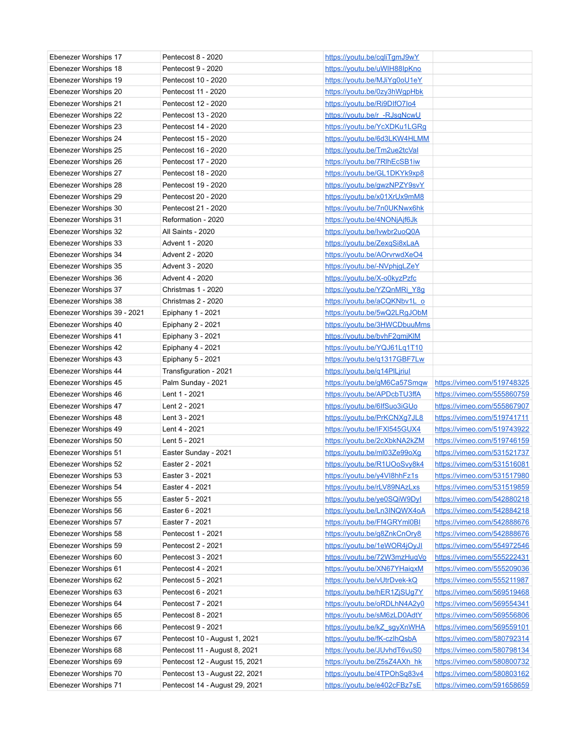| | | | |
|---|---|---|---|
| Ebenezer Worships 17 | Pentecost 8 - 2020 | https://youtu.be/cqliTgmJ9wY | |
| Ebenezer Worships 18 | Pentecost 9 - 2020 | https://youtu.be/uWIH88IpKno | |
| Ebenezer Worships 19 | Pentecost 10 - 2020 | https://youtu.be/MJiYg0oU1eY | |
| Ebenezer Worships 20 | Pentecost 11 - 2020 | https://youtu.be/0zy3hWgpHbk | |
| Ebenezer Worships 21 | Pentecost 12 - 2020 | https://youtu.be/Ri9DIfO7lo4 | |
| Ebenezer Worships 22 | Pentecost 13 - 2020 | https://youtu.be/r_-RJsqNcwU | |
| Ebenezer Worships 23 | Pentecost 14 - 2020 | https://youtu.be/YcXDKu1LGRg | |
| Ebenezer Worships 24 | Pentecost 15 - 2020 | https://youtu.be/6d3LKW4HLMM | |
| Ebenezer Worships 25 | Pentecost 16 - 2020 | https://youtu.be/Tm2ue2tcVal | |
| Ebenezer Worships 26 | Pentecost 17 - 2020 | https://youtu.be/7RlhEcSB1iw | |
| Ebenezer Worships 27 | Pentecost 18 - 2020 | https://youtu.be/GL1DKYk9xp8 | |
| Ebenezer Worships 28 | Pentecost 19 - 2020 | https://youtu.be/gwzNPZY9svY | |
| Ebenezer Worships 29 | Pentecost 20 - 2020 | https://youtu.be/x01XrUx9mM8 | |
| Ebenezer Worships 30 | Pentecost 21 - 2020 | https://youtu.be/7n0UKNwx6hk | |
| Ebenezer Worships 31 | Reformation - 2020 | https://youtu.be/4NONjAjf6Jk | |
| Ebenezer Worships 32 | All Saints - 2020 | https://youtu.be/lvwbr2uoQ0A | |
| Ebenezer Worships 33 | Advent 1 - 2020 | https://youtu.be/ZexqSi8xLaA | |
| Ebenezer Worships 34 | Advent 2 - 2020 | https://youtu.be/AOrvrwdXeO4 | |
| Ebenezer Worships 35 | Advent 3 - 2020 | https://youtu.be/-NVphjgLZeY | |
| Ebenezer Worships 36 | Advent 4 - 2020 | https://youtu.be/X-o0kyzPzfc | |
| Ebenezer Worships 37 | Christmas 1 - 2020 | https://youtu.be/YZQnMRi_Y8g | |
| Ebenezer Worships 38 | Christmas 2 - 2020 | https://youtu.be/aCQKNbv1L_o | |
| Ebenezer Worships 39 - 2021 | Epiphany 1 - 2021 | https://youtu.be/5wQ2LRgJObM | |
| Ebenezer Worships 40 | Epiphany 2 - 2021 | https://youtu.be/3HWCDbuuMms | |
| Ebenezer Worships 41 | Epiphany 3 - 2021 | https://youtu.be/bvhF2gmjKIM | |
| Ebenezer Worships 42 | Epiphany 4 - 2021 | https://youtu.be/YQJ61Lq1T10 | |
| Ebenezer Worships 43 | Epiphany 5 - 2021 | https://youtu.be/q1317GBF7Lw | |
| Ebenezer Worships 44 | Transfiguration - 2021 | https://youtu.be/q14PlLjriul | |
| Ebenezer Worships 45 | Palm Sunday - 2021 | https://youtu.be/gM6Ca57Smqw | https://vimeo.com/519748325 |
| Ebenezer Worships 46 | Lent 1 - 2021 | https://youtu.be/APDcbTU3ffA | https://vimeo.com/555860759 |
| Ebenezer Worships 47 | Lent 2 - 2021 | https://youtu.be/6lfSuo3iGUo | https://vimeo.com/555867907 |
| Ebenezer Worships 48 | Lent 3 - 2021 | https://youtu.be/PrKCNXg7JL8 | https://vimeo.com/519741711 |
| Ebenezer Worships 49 | Lent 4 - 2021 | https://youtu.be/IFXl545GUX4 | https://vimeo.com/519743922 |
| Ebenezer Worships 50 | Lent 5 - 2021 | https://youtu.be/2cXbkNA2kZM | https://vimeo.com/519746159 |
| Ebenezer Worships 51 | Easter Sunday - 2021 | https://youtu.be/ml03Ze99oXg | https://vimeo.com/531521737 |
| Ebenezer Worships 52 | Easter 2 - 2021 | https://youtu.be/R1UOoSvy8k4 | https://vimeo.com/531516081 |
| Ebenezer Worships 53 | Easter 3 - 2021 | https://youtu.be/y4Vl8hhFz1s | https://vimeo.com/531517980 |
| Ebenezer Worships 54 | Easter 4 - 2021 | https://youtu.be/rLV89NAzLxs | https://vimeo.com/531519859 |
| Ebenezer Worships 55 | Easter 5 - 2021 | https://youtu.be/ye0SQiW9DyI | https://vimeo.com/542880218 |
| Ebenezer Worships 56 | Easter 6 - 2021 | https://youtu.be/Ln3INQWX4oA | https://vimeo.com/542884218 |
| Ebenezer Worships 57 | Easter 7 - 2021 | https://youtu.be/Ff4GRYml0BI | https://vimeo.com/542888676 |
| Ebenezer Worships 58 | Pentecost 1 - 2021 | https://youtu.be/g8ZnkCnOry8 | https://vimeo.com/542888676 |
| Ebenezer Worships 59 | Pentecost 2 - 2021 | https://youtu.be/1eWOR4jOyJI | https://vimeo.com/554972546 |
| Ebenezer Worships 60 | Pentecost 3 - 2021 | https://youtu.be/72W3mzHuqVo | https://vimeo.com/555222431 |
| Ebenezer Worships 61 | Pentecost 4 - 2021 | https://youtu.be/XN67YHaiqxM | https://vimeo.com/555209036 |
| Ebenezer Worships 62 | Pentecost 5 - 2021 | https://youtu.be/vUtrDvek-kQ | https://vimeo.com/555211987 |
| Ebenezer Worships 63 | Pentecost 6 - 2021 | https://youtu.be/hER1ZjSUg7Y | https://vimeo.com/569519468 |
| Ebenezer Worships 64 | Pentecost 7 - 2021 | https://youtu.be/oRDLhN4A2y0 | https://vimeo.com/569554341 |
| Ebenezer Worships 65 | Pentecost 8 - 2021 | https://youtu.be/sM6zLD0AdtY | https://vimeo.com/569556806 |
| Ebenezer Worships 66 | Pentecost 9 - 2021 | https://youtu.be/kZ_sgyXnWHA | https://vimeo.com/569559101 |
| Ebenezer Worships 67 | Pentecost 10 - August 1, 2021 | https://youtu.be/fK-czlhQsbA | https://vimeo.com/580792314 |
| Ebenezer Worships 68 | Pentecost 11 - August 8, 2021 | https://youtu.be/JUvhdT6vuS0 | https://vimeo.com/580798134 |
| Ebenezer Worships 69 | Pentecost 12 - August 15, 2021 | https://youtu.be/Z5sZ4AXh_hk | https://vimeo.com/580800732 |
| Ebenezer Worships 70 | Pentecost 13 - August 22, 2021 | https://youtu.be/4TPOhSq83v4 | https://vimeo.com/580803162 |
| Ebenezer Worships 71 | Pentecost 14 - August 29, 2021 | https://youtu.be/e402cFBz7sE | https://vimeo.com/591658659 |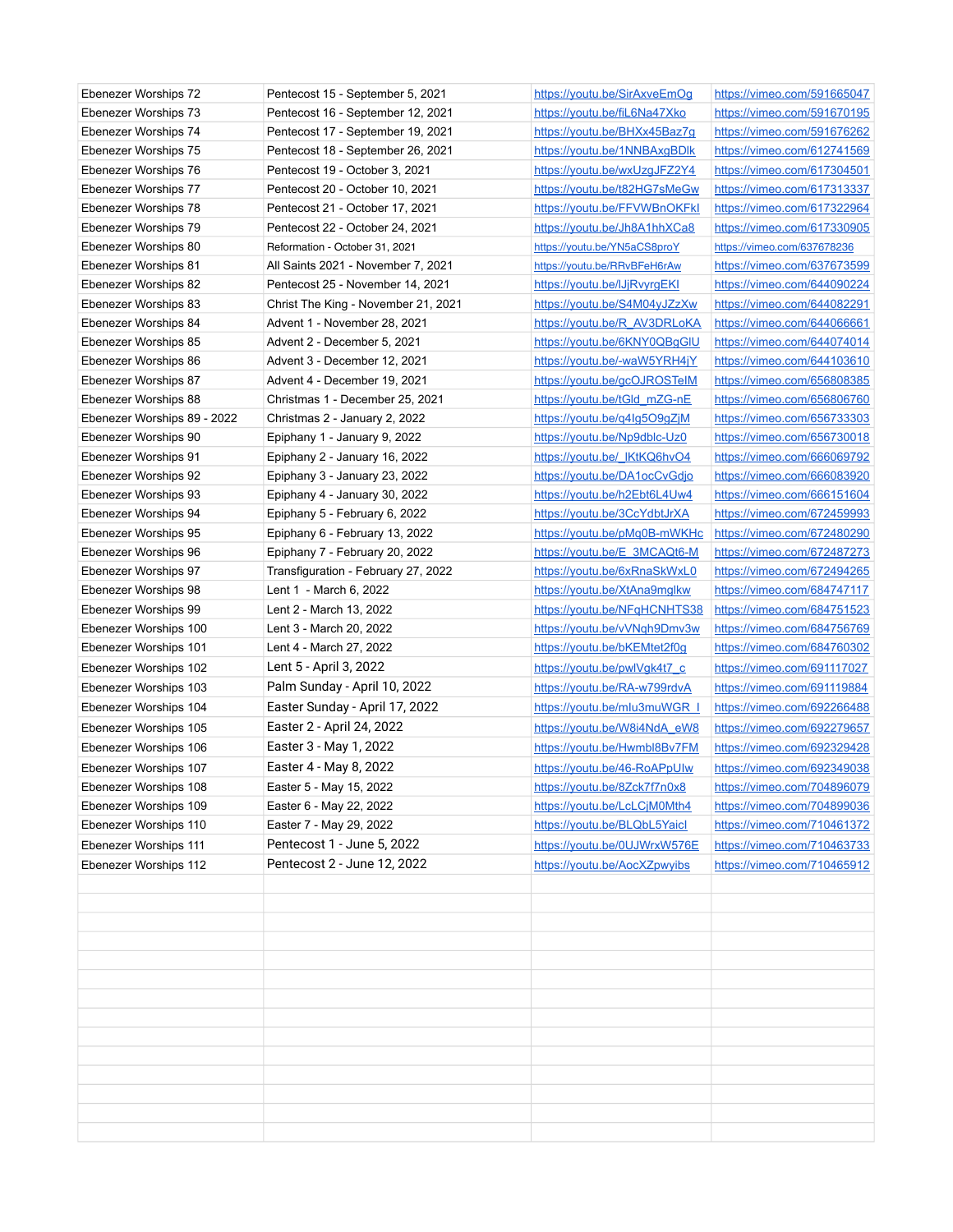| | | | |
|---|---|---|---|
| Ebenezer Worships 72 | Pentecost 15 - September 5, 2021 | https://youtu.be/SirAxveEmOg | https://vimeo.com/591665047 |
| Ebenezer Worships 73 | Pentecost 16 - September 12, 2021 | https://youtu.be/fiL6Na47Xko | https://vimeo.com/591670195 |
| Ebenezer Worships 74 | Pentecost 17 - September 19, 2021 | https://youtu.be/BHXx45Baz7g | https://vimeo.com/591676262 |
| Ebenezer Worships 75 | Pentecost 18 - September 26, 2021 | https://youtu.be/1NNBAxgBDlk | https://vimeo.com/612741569 |
| Ebenezer Worships 76 | Pentecost 19 - October 3, 2021 | https://youtu.be/wxUzgJFZ2Y4 | https://vimeo.com/617304501 |
| Ebenezer Worships 77 | Pentecost 20 - October 10, 2021 | https://youtu.be/t82HG7sMeGw | https://vimeo.com/617313337 |
| Ebenezer Worships 78 | Pentecost 21 - October 17, 2021 | https://youtu.be/FFVWBnOKFkI | https://vimeo.com/617322964 |
| Ebenezer Worships 79 | Pentecost 22 - October 24, 2021 | https://youtu.be/Jh8A1hhXCa8 | https://vimeo.com/617330905 |
| Ebenezer Worships 80 | Reformation - October 31, 2021 | https://youtu.be/YN5aCS8proY | https://vimeo.com/637678236 |
| Ebenezer Worships 81 | All Saints 2021 - November 7, 2021 | https://youtu.be/RRvBFeH6rAw | https://vimeo.com/637673599 |
| Ebenezer Worships 82 | Pentecost 25 - November 14, 2021 | https://youtu.be/lJjRvyrgEKI | https://vimeo.com/644090224 |
| Ebenezer Worships 83 | Christ The King - November 21, 2021 | https://youtu.be/S4M04yJZzXw | https://vimeo.com/644082291 |
| Ebenezer Worships 84 | Advent 1 - November 28, 2021 | https://youtu.be/R_AV3DRLoKA | https://vimeo.com/644066661 |
| Ebenezer Worships 85 | Advent 2 - December 5, 2021 | https://youtu.be/6KNY0QBgGlU | https://vimeo.com/644074014 |
| Ebenezer Worships 86 | Advent 3 - December 12, 2021 | https://youtu.be/-waW5YRH4jY | https://vimeo.com/644103610 |
| Ebenezer Worships 87 | Advent 4 - December 19, 2021 | https://youtu.be/gcOJROSTeIM | https://vimeo.com/656808385 |
| Ebenezer Worships 88 | Christmas 1 - December 25, 2021 | https://youtu.be/tGld_mZG-nE | https://vimeo.com/656806760 |
| Ebenezer Worships 89 - 2022 | Christmas 2 - January 2, 2022 | https://youtu.be/q4lg5O9gZjM | https://vimeo.com/656733303 |
| Ebenezer Worships 90 | Epiphany 1 - January 9, 2022 | https://youtu.be/Np9dblc-Uz0 | https://vimeo.com/656730018 |
| Ebenezer Worships 91 | Epiphany 2 - January 16, 2022 | https://youtu.be/_IKtKQ6hvO4 | https://vimeo.com/666069792 |
| Ebenezer Worships 92 | Epiphany 3 - January 23, 2022 | https://youtu.be/DA1ocCvGdjo | https://vimeo.com/666083920 |
| Ebenezer Worships 93 | Epiphany 4 - January 30, 2022 | https://youtu.be/h2Ebt6L4Uw4 | https://vimeo.com/666151604 |
| Ebenezer Worships 94 | Epiphany 5 - February 6, 2022 | https://youtu.be/3CcYdbtJrXA | https://vimeo.com/672459993 |
| Ebenezer Worships 95 | Epiphany 6 - February 13, 2022 | https://youtu.be/pMq0B-mWKHc | https://vimeo.com/672480290 |
| Ebenezer Worships 96 | Epiphany 7 - February 20, 2022 | https://youtu.be/E_3MCAQt6-M | https://vimeo.com/672487273 |
| Ebenezer Worships 97 | Transfiguration - February 27, 2022 | https://youtu.be/6xRnaSkWxL0 | https://vimeo.com/672494265 |
| Ebenezer Worships 98 | Lent 1 - March 6, 2022 | https://youtu.be/XtAna9mglkw | https://vimeo.com/684747117 |
| Ebenezer Worships 99 | Lent 2 - March 13, 2022 | https://youtu.be/NFqHCNHTS38 | https://vimeo.com/684751523 |
| Ebenezer Worships 100 | Lent 3 - March 20, 2022 | https://youtu.be/vVNqh9Dmv3w | https://vimeo.com/684756769 |
| Ebenezer Worships 101 | Lent 4 - March 27, 2022 | https://youtu.be/bKEMtet2f0g | https://vimeo.com/684760302 |
| Ebenezer Worships 102 | Lent 5 - April 3, 2022 | https://youtu.be/pwlVgk4t7_c | https://vimeo.com/691117027 |
| Ebenezer Worships 103 | Palm Sunday - April 10, 2022 | https://youtu.be/RA-w799rdvA | https://vimeo.com/691119884 |
| Ebenezer Worships 104 | Easter Sunday - April 17, 2022 | https://youtu.be/mIu3muWGR_I | https://vimeo.com/692266488 |
| Ebenezer Worships 105 | Easter 2 - April 24, 2022 | https://youtu.be/W8i4NdA_eW8 | https://vimeo.com/692279657 |
| Ebenezer Worships 106 | Easter 3 - May 1, 2022 | https://youtu.be/Hwmbl8Bv7FM | https://vimeo.com/692329428 |
| Ebenezer Worships 107 | Easter 4 - May 8, 2022 | https://youtu.be/46-RoAPpUlw | https://vimeo.com/692349038 |
| Ebenezer Worships 108 | Easter 5 - May 15, 2022 | https://youtu.be/8Zck7f7n0x8 | https://vimeo.com/704896079 |
| Ebenezer Worships 109 | Easter 6 - May 22, 2022 | https://youtu.be/LcLCjM0Mth4 | https://vimeo.com/704899036 |
| Ebenezer Worships 110 | Easter 7 - May 29, 2022 | https://youtu.be/BLQbL5YaicI | https://vimeo.com/710461372 |
| Ebenezer Worships 111 | Pentecost 1 - June 5, 2022 | https://youtu.be/0UJWrxW576E | https://vimeo.com/710463733 |
| Ebenezer Worships 112 | Pentecost 2 - June 12, 2022 | https://youtu.be/AocXZpwyibs | https://vimeo.com/710465912 |